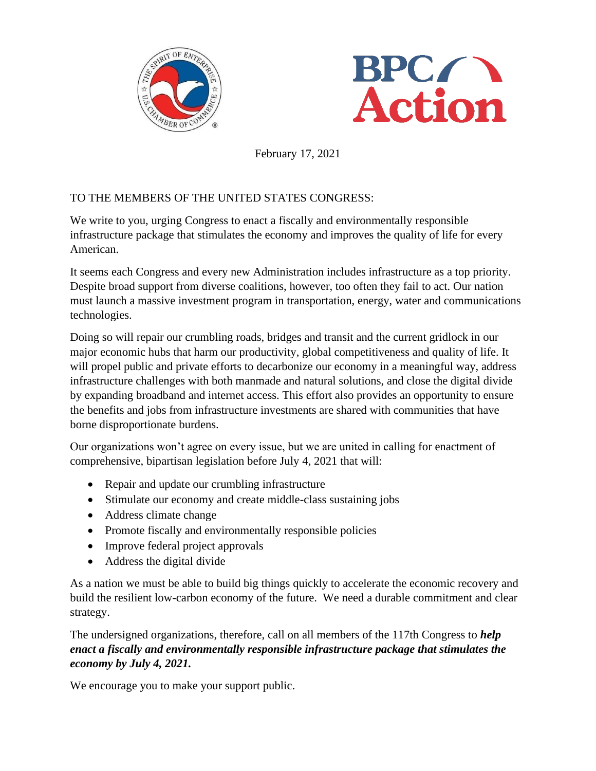February 17, 2021

TO THE MEMBERS OF THE UNITED STATES CONGRESS:

We write to you, urging Congress to enact a fiscally and environmentally responsible infrastructure package that stimulates the economy and improves the quality of life for every American.

It seems each Congress and every new Administration includes infrastructure as a top priority. Despite broad support from diverse coalitions, however, too often they fail to act. Our nation must launch a massive investment program in transportation, energy, water and communications technologies.

Doing so will repair our crumbling roads, bridges and transit and the current gridlock in our major economic hubs that harm our productivity, global competitiveness and quality of life. It will propel public and private efforts to decarbonize our economy in a meaningful way, address infrastructure challenges with both manmade and natural solutions, and close the digital divide by expanding broadband and internet access. This effort also provides an opportunity to ensure the benefits and jobs from infrastructure investments are shared with communities that have borne disproportionate burdens.

Our organizations won't agree on every issue, but we are united in calling for enactment of comprehensive, bipartisan legislation before July 4, 2021 that will:

- Repair and update our crumbling infrastructure
- Stimulate our economy and create middle-class sustaining jobs
- Address climate change
- Promote fiscally and environmentally responsible policies
- Improve federal project approvals
- Address the digital divide

As a nation we must be able to build big things quickly to accelerate the economic recovery and build the resilient low-carbon economy of the future. We need a durable commitment and clear strategy.

The undersigned organizations, therefore, call on all members of the 117th Congress to ***help enact a fiscally and environmentally responsible infrastructure package that stimulates the economy by July 4, 2021.***

We encourage you to make your support public.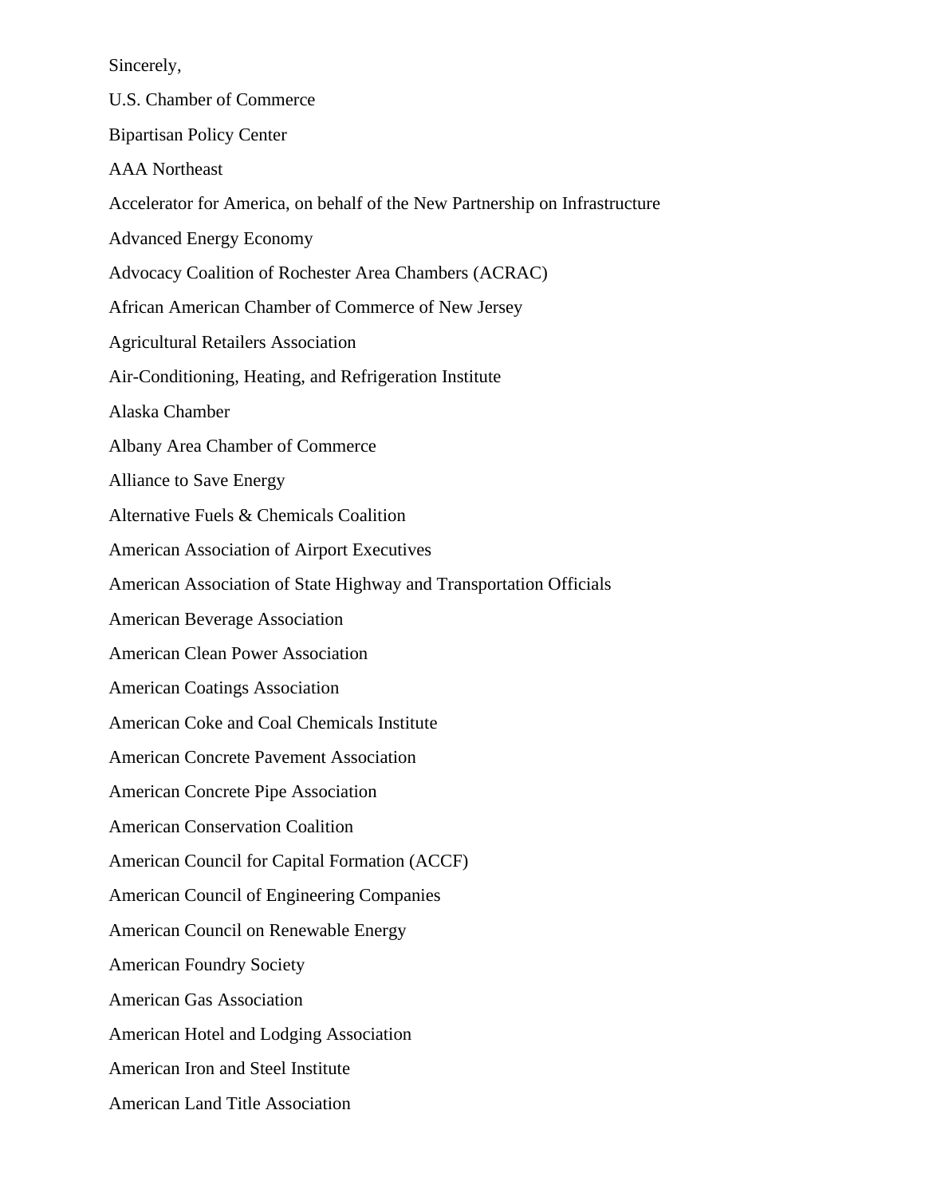Sincerely,

U.S. Chamber of Commerce

Bipartisan Policy Center

AAA Northeast

Accelerator for America, on behalf of the New Partnership on Infrastructure

Advanced Energy Economy

Advocacy Coalition of Rochester Area Chambers (ACRAC)

African American Chamber of Commerce of New Jersey

Agricultural Retailers Association

Air-Conditioning, Heating, and Refrigeration Institute

Alaska Chamber

Albany Area Chamber of Commerce

Alliance to Save Energy

Alternative Fuels & Chemicals Coalition

American Association of Airport Executives

American Association of State Highway and Transportation Officials

American Beverage Association

American Clean Power Association

American Coatings Association

American Coke and Coal Chemicals Institute

American Concrete Pavement Association

American Concrete Pipe Association

American Conservation Coalition

American Council for Capital Formation (ACCF)

American Council of Engineering Companies

American Council on Renewable Energy

American Foundry Society

American Gas Association

American Hotel and Lodging Association

American Iron and Steel Institute

American Land Title Association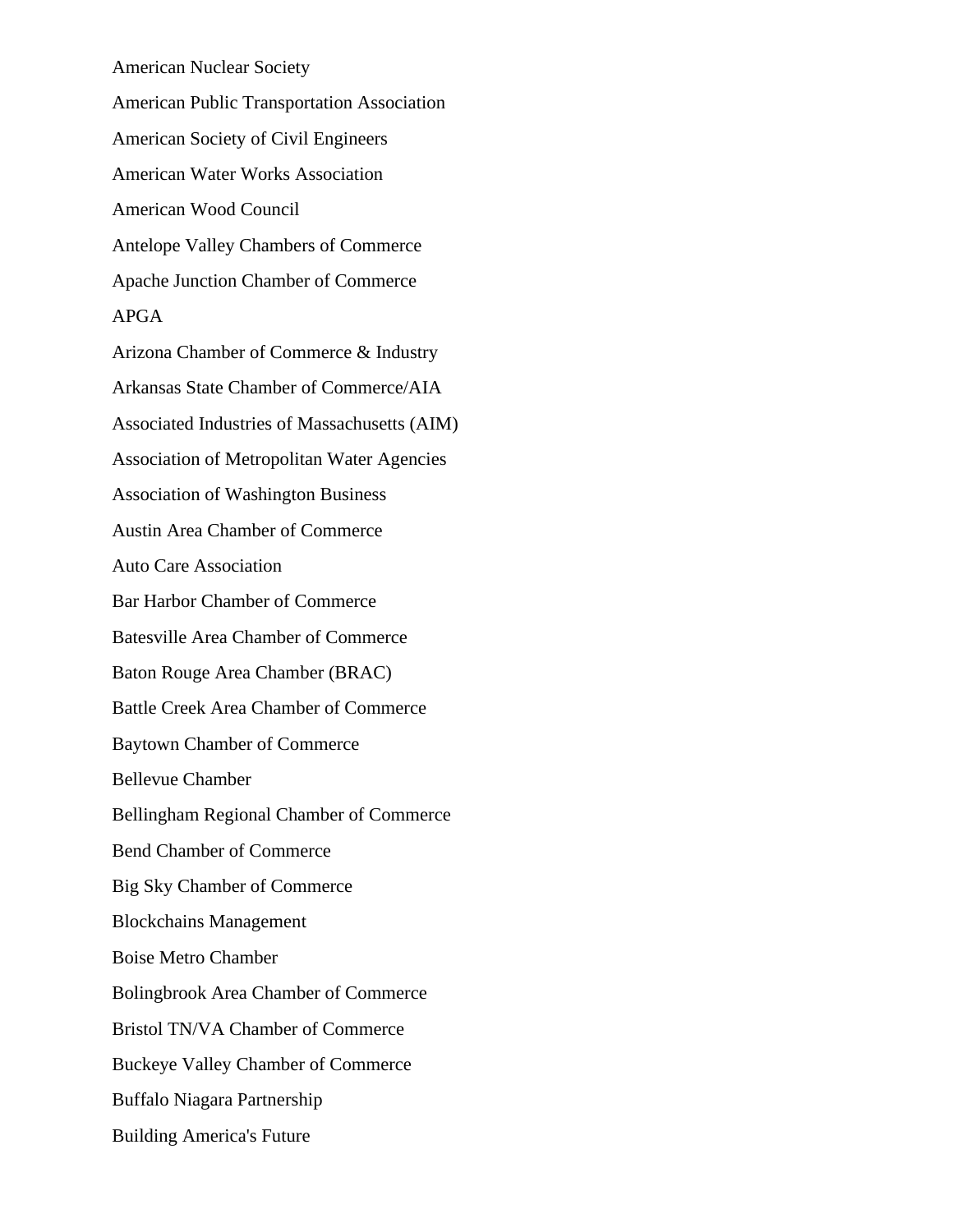American Nuclear Society

American Public Transportation Association

American Society of Civil Engineers

American Water Works Association

American Wood Council

Antelope Valley Chambers of Commerce

Apache Junction Chamber of Commerce

APGA

Arizona Chamber of Commerce & Industry

Arkansas State Chamber of Commerce/AIA

Associated Industries of Massachusetts (AIM)

Association of Metropolitan Water Agencies

Association of Washington Business

Austin Area Chamber of Commerce

Auto Care Association

Bar Harbor Chamber of Commerce

Batesville Area Chamber of Commerce

Baton Rouge Area Chamber (BRAC)

Battle Creek Area Chamber of Commerce

Baytown Chamber of Commerce

Bellevue Chamber

Bellingham Regional Chamber of Commerce

Bend Chamber of Commerce

Big Sky Chamber of Commerce

Blockchains Management

Boise Metro Chamber

Bolingbrook Area Chamber of Commerce

Bristol TN/VA Chamber of Commerce

Buckeye Valley Chamber of Commerce

Buffalo Niagara Partnership

Building America's Future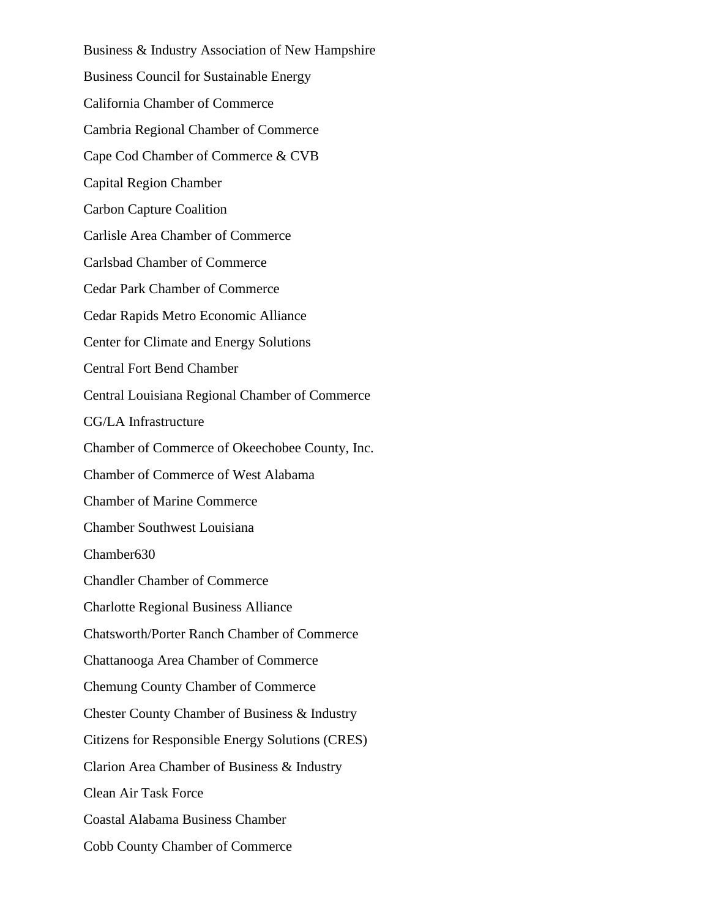Business & Industry Association of New Hampshire

Business Council for Sustainable Energy

California Chamber of Commerce

Cambria Regional Chamber of Commerce

Cape Cod Chamber of Commerce & CVB

Capital Region Chamber

Carbon Capture Coalition

Carlisle Area Chamber of Commerce

Carlsbad Chamber of Commerce

Cedar Park Chamber of Commerce

Cedar Rapids Metro Economic Alliance

Center for Climate and Energy Solutions

Central Fort Bend Chamber

Central Louisiana Regional Chamber of Commerce

CG/LA Infrastructure

Chamber of Commerce of Okeechobee County, Inc.

Chamber of Commerce of West Alabama

Chamber of Marine Commerce

Chamber Southwest Louisiana

Chamber630

Chandler Chamber of Commerce

Charlotte Regional Business Alliance

Chatsworth/Porter Ranch Chamber of Commerce

Chattanooga Area Chamber of Commerce

Chemung County Chamber of Commerce

Chester County Chamber of Business & Industry

Citizens for Responsible Energy Solutions (CRES)

Clarion Area Chamber of Business & Industry

Clean Air Task Force

Coastal Alabama Business Chamber

Cobb County Chamber of Commerce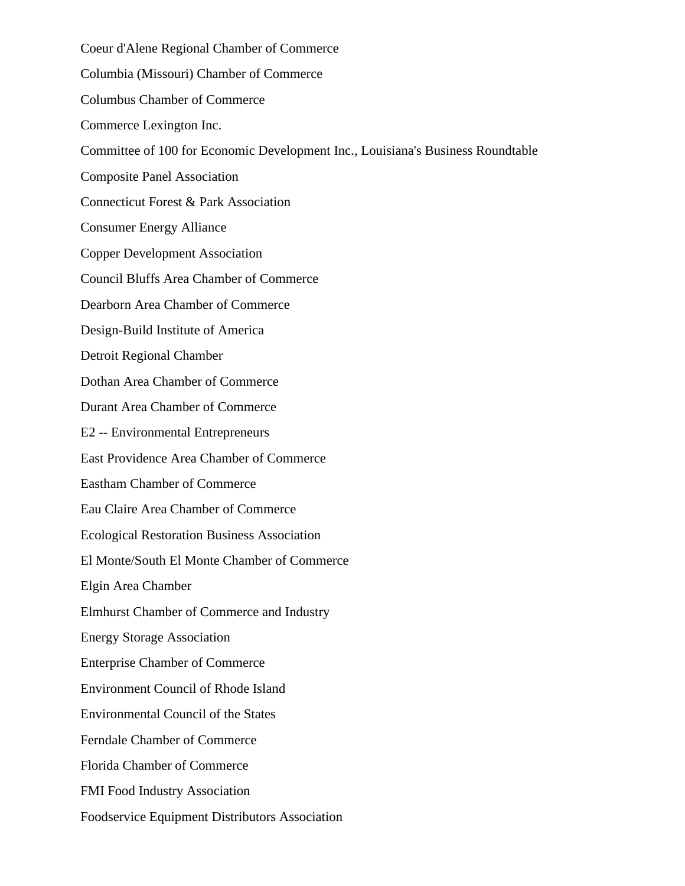Coeur d'Alene Regional Chamber of Commerce

Columbia (Missouri) Chamber of Commerce

Columbus Chamber of Commerce

Commerce Lexington Inc.

Committee of 100 for Economic Development Inc., Louisiana's Business Roundtable

Composite Panel Association

Connecticut Forest & Park Association

Consumer Energy Alliance

Copper Development Association

Council Bluffs Area Chamber of Commerce

Dearborn Area Chamber of Commerce

Design-Build Institute of America

Detroit Regional Chamber

Dothan Area Chamber of Commerce

Durant Area Chamber of Commerce

E2 -- Environmental Entrepreneurs

East Providence Area Chamber of Commerce

Eastham Chamber of Commerce

Eau Claire Area Chamber of Commerce

Ecological Restoration Business Association

El Monte/South El Monte Chamber of Commerce

Elgin Area Chamber

Elmhurst Chamber of Commerce and Industry

Energy Storage Association

Enterprise Chamber of Commerce

Environment Council of Rhode Island

Environmental Council of the States

Ferndale Chamber of Commerce

Florida Chamber of Commerce

FMI Food Industry Association

Foodservice Equipment Distributors Association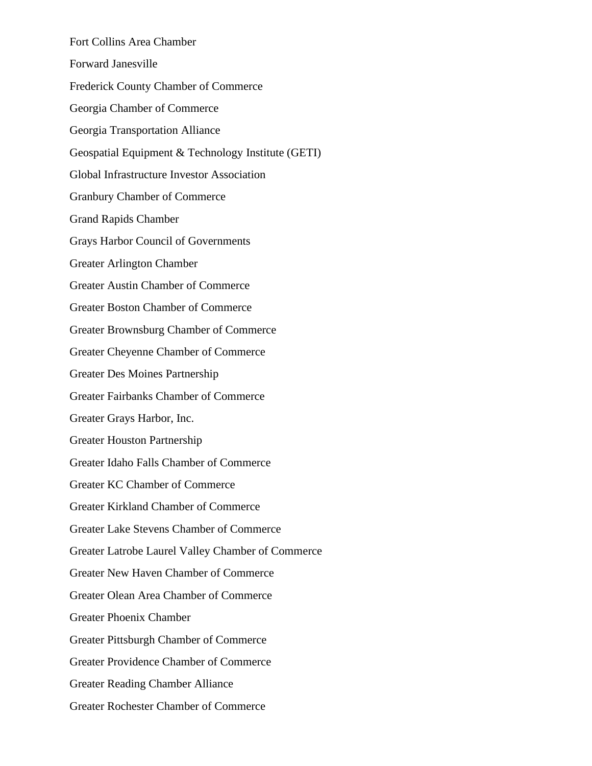Fort Collins Area Chamber

Forward Janesville

Frederick County Chamber of Commerce

Georgia Chamber of Commerce

Georgia Transportation Alliance

Geospatial Equipment & Technology Institute (GETI)

Global Infrastructure Investor Association

Granbury Chamber of Commerce

Grand Rapids Chamber

Grays Harbor Council of Governments

Greater Arlington Chamber

Greater Austin Chamber of Commerce

Greater Boston Chamber of Commerce

Greater Brownsburg Chamber of Commerce

Greater Cheyenne Chamber of Commerce

Greater Des Moines Partnership

Greater Fairbanks Chamber of Commerce

Greater Grays Harbor, Inc.

Greater Houston Partnership

Greater Idaho Falls Chamber of Commerce

Greater KC Chamber of Commerce

Greater Kirkland Chamber of Commerce

Greater Lake Stevens Chamber of Commerce

Greater Latrobe Laurel Valley Chamber of Commerce

Greater New Haven Chamber of Commerce

Greater Olean Area Chamber of Commerce

Greater Phoenix Chamber

Greater Pittsburgh Chamber of Commerce

Greater Providence Chamber of Commerce

Greater Reading Chamber Alliance

Greater Rochester Chamber of Commerce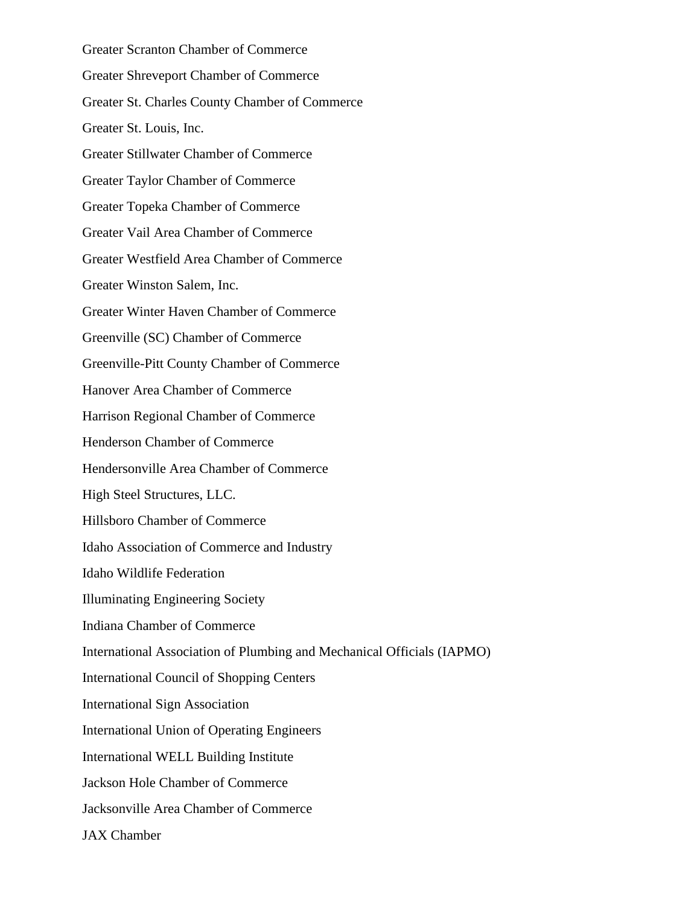Greater Scranton Chamber of Commerce

Greater Shreveport Chamber of Commerce

Greater St. Charles County Chamber of Commerce

Greater St. Louis, Inc.

Greater Stillwater Chamber of Commerce

Greater Taylor Chamber of Commerce

Greater Topeka Chamber of Commerce

Greater Vail Area Chamber of Commerce

Greater Westfield Area Chamber of Commerce

Greater Winston Salem, Inc.

Greater Winter Haven Chamber of Commerce

Greenville (SC) Chamber of Commerce

Greenville-Pitt County Chamber of Commerce

Hanover Area Chamber of Commerce

Harrison Regional Chamber of Commerce

Henderson Chamber of Commerce

Hendersonville Area Chamber of Commerce

High Steel Structures, LLC.

Hillsboro Chamber of Commerce

Idaho Association of Commerce and Industry

Idaho Wildlife Federation

Illuminating Engineering Society

Indiana Chamber of Commerce

International Association of Plumbing and Mechanical Officials (IAPMO)

International Council of Shopping Centers

International Sign Association

International Union of Operating Engineers

International WELL Building Institute

Jackson Hole Chamber of Commerce

Jacksonville Area Chamber of Commerce

JAX Chamber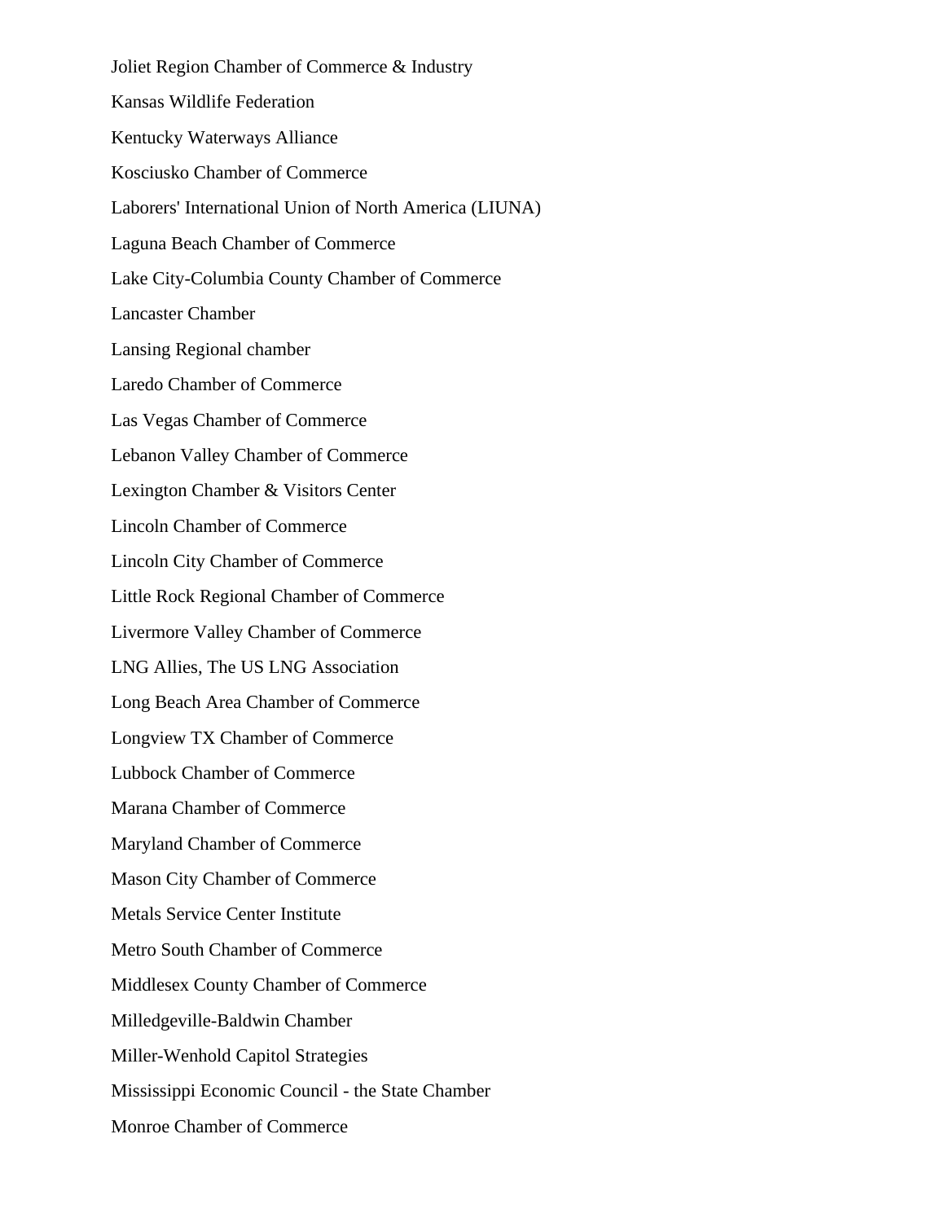Joliet Region Chamber of Commerce & Industry

Kansas Wildlife Federation

Kentucky Waterways Alliance

Kosciusko Chamber of Commerce

Laborers' International Union of North America (LIUNA)

Laguna Beach Chamber of Commerce

Lake City-Columbia County Chamber of Commerce

Lancaster Chamber

Lansing Regional chamber

Laredo Chamber of Commerce

Las Vegas Chamber of Commerce

Lebanon Valley Chamber of Commerce

Lexington Chamber & Visitors Center

Lincoln Chamber of Commerce

Lincoln City Chamber of Commerce

Little Rock Regional Chamber of Commerce

Livermore Valley Chamber of Commerce

LNG Allies, The US LNG Association

Long Beach Area Chamber of Commerce

Longview TX Chamber of Commerce

Lubbock Chamber of Commerce

Marana Chamber of Commerce

Maryland Chamber of Commerce

Mason City Chamber of Commerce

Metals Service Center Institute

Metro South Chamber of Commerce

Middlesex County Chamber of Commerce

Milledgeville-Baldwin Chamber

Miller-Wenhold Capitol Strategies

Mississippi Economic Council - the State Chamber

Monroe Chamber of Commerce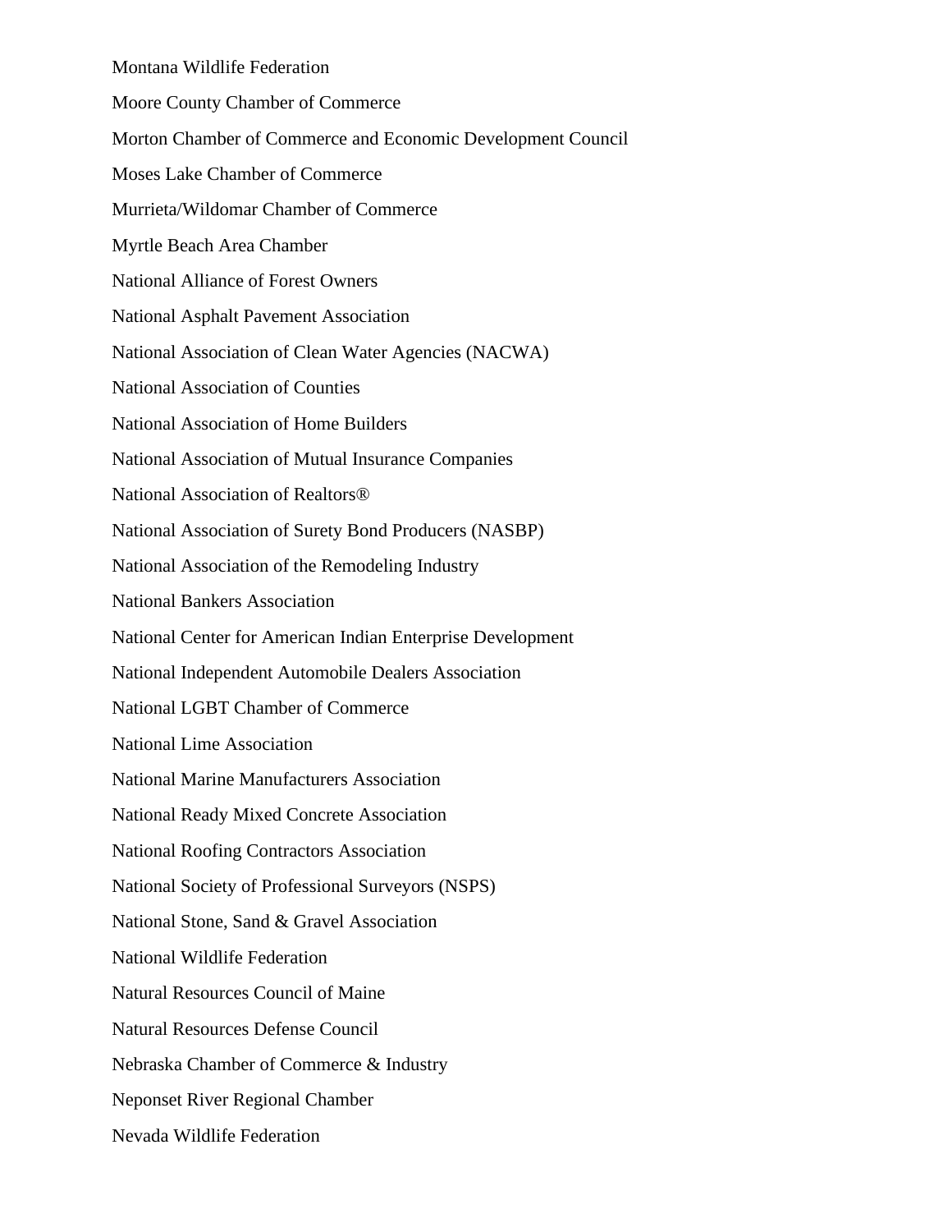Montana Wildlife Federation

Moore County Chamber of Commerce

Morton Chamber of Commerce and Economic Development Council

Moses Lake Chamber of Commerce

Murrieta/Wildomar Chamber of Commerce

Myrtle Beach Area Chamber

National Alliance of Forest Owners

National Asphalt Pavement Association

National Association of Clean Water Agencies (NACWA)

National Association of Counties

National Association of Home Builders

National Association of Mutual Insurance Companies

National Association of Realtors®

National Association of Surety Bond Producers (NASBP)

National Association of the Remodeling Industry

National Bankers Association

National Center for American Indian Enterprise Development

National Independent Automobile Dealers Association

National LGBT Chamber of Commerce

National Lime Association

National Marine Manufacturers Association

National Ready Mixed Concrete Association

National Roofing Contractors Association

National Society of Professional Surveyors (NSPS)

National Stone, Sand & Gravel Association

National Wildlife Federation

Natural Resources Council of Maine

Natural Resources Defense Council

Nebraska Chamber of Commerce & Industry

Neponset River Regional Chamber

Nevada Wildlife Federation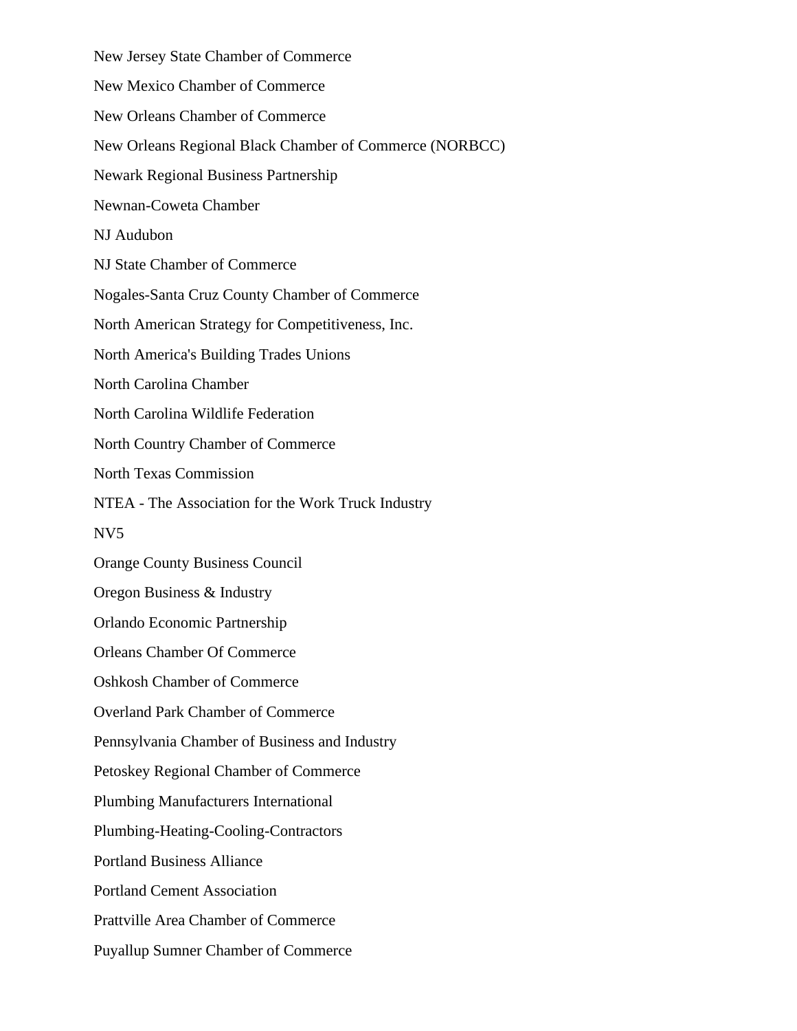New Jersey State Chamber of Commerce

New Mexico Chamber of Commerce

New Orleans Chamber of Commerce

New Orleans Regional Black Chamber of Commerce (NORBCC)

Newark Regional Business Partnership

Newnan-Coweta Chamber

NJ Audubon

NJ State Chamber of Commerce

Nogales-Santa Cruz County Chamber of Commerce

North American Strategy for Competitiveness, Inc.

North America's Building Trades Unions

North Carolina Chamber

North Carolina Wildlife Federation

North Country Chamber of Commerce

North Texas Commission

NTEA - The Association for the Work Truck Industry

NV5

Orange County Business Council

Oregon Business & Industry

Orlando Economic Partnership

Orleans Chamber Of Commerce

Oshkosh Chamber of Commerce

Overland Park Chamber of Commerce

Pennsylvania Chamber of Business and Industry

Petoskey Regional Chamber of Commerce

Plumbing Manufacturers International

Plumbing-Heating-Cooling-Contractors

Portland Business Alliance

Portland Cement Association

Prattville Area Chamber of Commerce

Puyallup Sumner Chamber of Commerce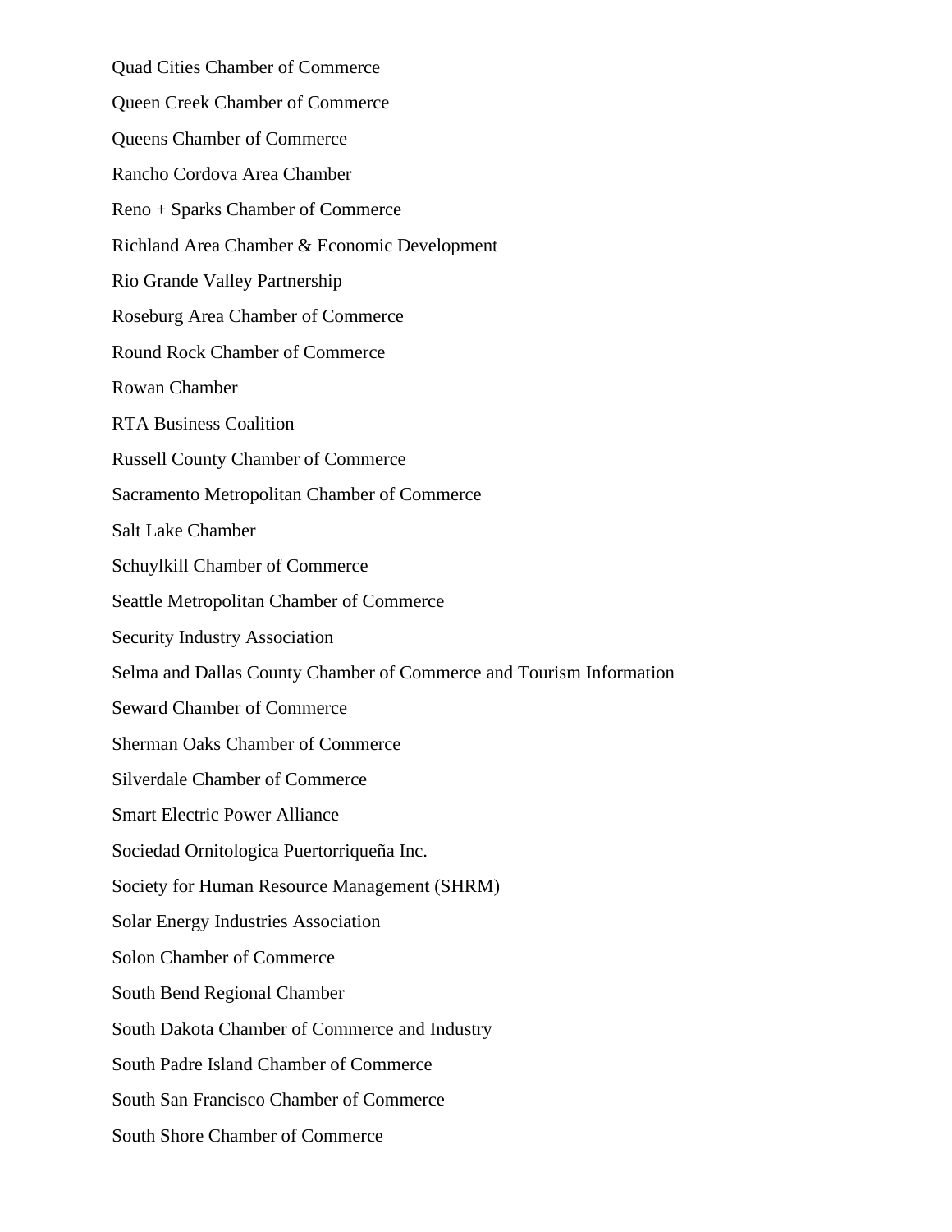Quad Cities Chamber of Commerce

Queen Creek Chamber of Commerce

Queens Chamber of Commerce

Rancho Cordova Area Chamber

Reno + Sparks Chamber of Commerce

Richland Area Chamber & Economic Development

Rio Grande Valley Partnership

Roseburg Area Chamber of Commerce

Round Rock Chamber of Commerce

Rowan Chamber

RTA Business Coalition

Russell County Chamber of Commerce

Sacramento Metropolitan Chamber of Commerce

Salt Lake Chamber

Schuylkill Chamber of Commerce

Seattle Metropolitan Chamber of Commerce

Security Industry Association

Selma and Dallas County Chamber of Commerce and Tourism Information

Seward Chamber of Commerce

Sherman Oaks Chamber of Commerce

Silverdale Chamber of Commerce

Smart Electric Power Alliance

Sociedad Ornitologica Puertorriqueña Inc.

Society for Human Resource Management (SHRM)

Solar Energy Industries Association

Solon Chamber of Commerce

South Bend Regional Chamber

South Dakota Chamber of Commerce and Industry

South Padre Island Chamber of Commerce

South San Francisco Chamber of Commerce

South Shore Chamber of Commerce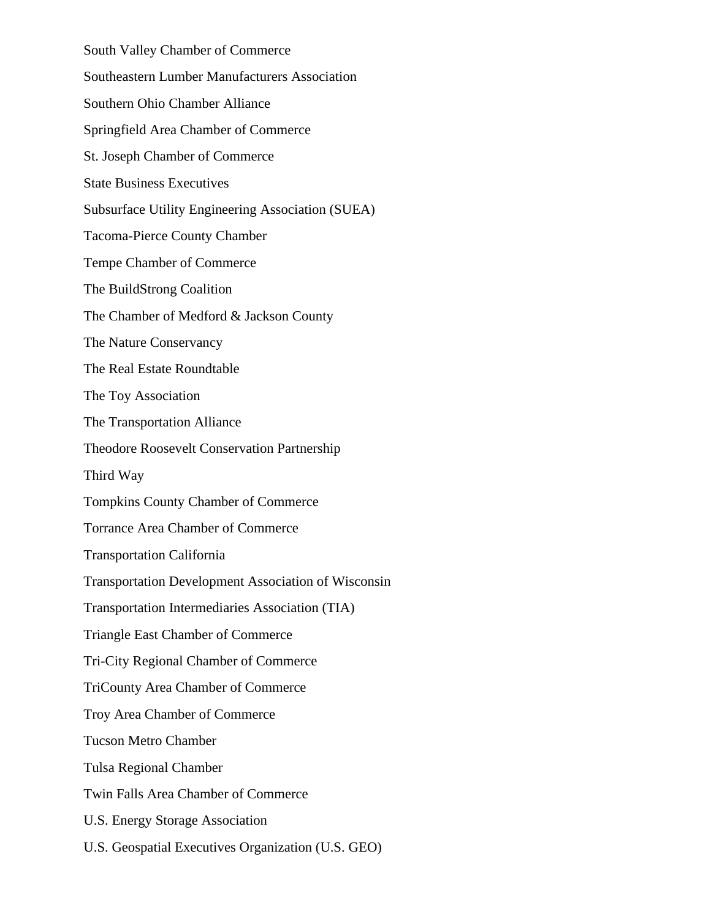South Valley Chamber of Commerce

Southeastern Lumber Manufacturers Association

Southern Ohio Chamber Alliance

Springfield Area Chamber of Commerce

St. Joseph Chamber of Commerce

State Business Executives

Subsurface Utility Engineering Association (SUEA)

Tacoma-Pierce County Chamber

Tempe Chamber of Commerce

The BuildStrong Coalition

The Chamber of Medford & Jackson County

The Nature Conservancy

The Real Estate Roundtable

The Toy Association

The Transportation Alliance

Theodore Roosevelt Conservation Partnership

Third Way

Tompkins County Chamber of Commerce

Torrance Area Chamber of Commerce

Transportation California

Transportation Development Association of Wisconsin

Transportation Intermediaries Association (TIA)

Triangle East Chamber of Commerce

Tri-City Regional Chamber of Commerce

TriCounty Area Chamber of Commerce

Troy Area Chamber of Commerce

Tucson Metro Chamber

Tulsa Regional Chamber

Twin Falls Area Chamber of Commerce

U.S. Energy Storage Association

U.S. Geospatial Executives Organization (U.S. GEO)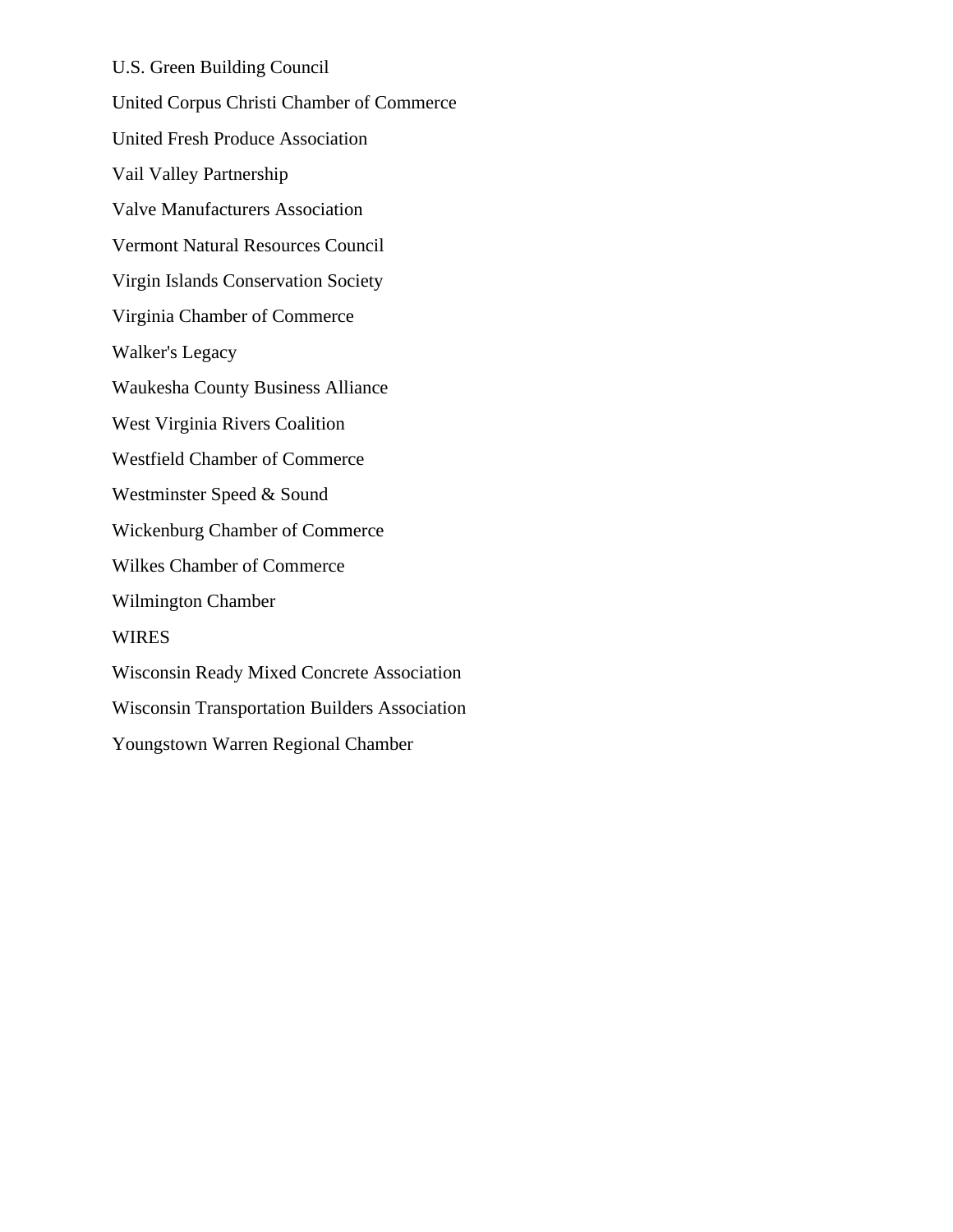U.S. Green Building Council

United Corpus Christi Chamber of Commerce

United Fresh Produce Association

Vail Valley Partnership

Valve Manufacturers Association

Vermont Natural Resources Council

Virgin Islands Conservation Society

Virginia Chamber of Commerce

Walker's Legacy

Waukesha County Business Alliance

West Virginia Rivers Coalition

Westfield Chamber of Commerce

Westminster Speed & Sound

Wickenburg Chamber of Commerce

Wilkes Chamber of Commerce

Wilmington Chamber

WIRES

Wisconsin Ready Mixed Concrete Association

Wisconsin Transportation Builders Association

Youngstown Warren Regional Chamber